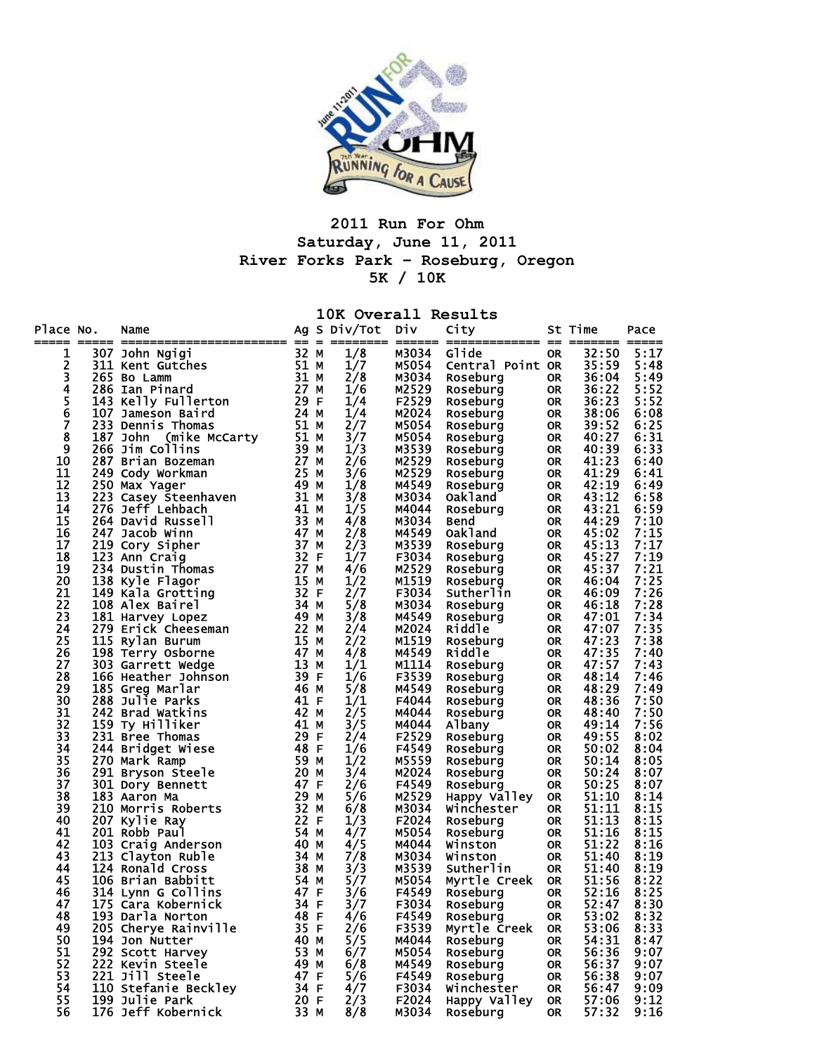# 2011 Run For Ohm

## Saturday, June 11, 2011

## River Forks Park - Roseburg, Oregon

## 5K / 10K

### 10K Overall Results

| Place | No. | Name | Ag | S | Div/Tot | Div | City | St | Time | Pace |
|---|---|---|---|---|---|---|---|---|---|---|
| 1 | 307 | John Ngigi | 32 | M | 1/8 | M3034 | Glide | OR | 32:50 | 5:17 |
| 2 | 311 | Kent Gutches | 51 | M | 1/7 | M5054 | Central Point | OR | 35:59 | 5:48 |
| 3 | 265 | Bo Lamm | 31 | M | 2/8 | M3034 | Roseburg | OR | 36:04 | 5:49 |
| 4 | 286 | Ian Pinard | 27 | M | 1/6 | M2529 | Roseburg | OR | 36:22 | 5:52 |
| 5 | 143 | Kelly Fullerton | 29 | F | 1/4 | F2529 | Roseburg | OR | 36:23 | 5:52 |
| 6 | 107 | Jameson Baird | 24 | M | 1/4 | M2024 | Roseburg | OR | 38:06 | 6:08 |
| 7 | 233 | Dennis Thomas | 51 | M | 2/7 | M5054 | Roseburg | OR | 39:52 | 6:25 |
| 8 | 187 | John (mike McCarty | 51 | M | 3/7 | M5054 | Roseburg | OR | 40:27 | 6:31 |
| 9 | 266 | Jim Collins | 39 | M | 1/3 | M3539 | Roseburg | OR | 40:39 | 6:33 |
| 10 | 287 | Brian Bozeman | 27 | M | 2/6 | M2529 | Roseburg | OR | 41:23 | 6:40 |
| 11 | 249 | Cody Workman | 25 | M | 3/6 | M2529 | Roseburg | OR | 41:29 | 6:41 |
| 12 | 250 | Max Yager | 49 | M | 1/8 | M4549 | Roseburg | OR | 42:19 | 6:49 |
| 13 | 223 | Casey Steenhaven | 31 | M | 3/8 | M3034 | Oakland | OR | 43:12 | 6:58 |
| 14 | 276 | Jeff Lehbach | 41 | M | 1/5 | M4044 | Roseburg | OR | 43:21 | 6:59 |
| 15 | 264 | David Russell | 33 | M | 4/8 | M3034 | Bend | OR | 44:29 | 7:10 |
| 16 | 247 | Jacob Winn | 47 | M | 2/8 | M4549 | Oakland | OR | 45:02 | 7:15 |
| 17 | 219 | Cory Sipher | 37 | M | 2/3 | M3539 | Roseburg | OR | 45:13 | 7:17 |
| 18 | 123 | Ann Craig | 32 | F | 1/7 | F3034 | Roseburg | OR | 45:27 | 7:19 |
| 19 | 234 | Dustin Thomas | 27 | M | 4/6 | M2529 | Roseburg | OR | 45:37 | 7:21 |
| 20 | 138 | Kyle Flagor | 15 | M | 1/2 | M1519 | Roseburg | OR | 46:04 | 7:25 |
| 21 | 149 | Kala Grotting | 32 | F | 2/7 | F3034 | Sutherlin | OR | 46:09 | 7:26 |
| 22 | 108 | Alex Bairel | 34 | M | 5/8 | M3034 | Roseburg | OR | 46:18 | 7:28 |
| 23 | 181 | Harvey Lopez | 49 | M | 3/8 | M4549 | Roseburg | OR | 47:01 | 7:34 |
| 24 | 279 | Erick Cheeseman | 22 | M | 2/4 | M2024 | Riddle | OR | 47:07 | 7:35 |
| 25 | 115 | Rylan Burum | 15 | M | 2/2 | M1519 | Roseburg | OR | 47:23 | 7:38 |
| 26 | 198 | Terry Osborne | 47 | M | 4/8 | M4549 | Riddle | OR | 47:35 | 7:40 |
| 27 | 303 | Garrett Wedge | 13 | M | 1/1 | M1114 | Roseburg | OR | 47:57 | 7:43 |
| 28 | 166 | Heather Johnson | 39 | F | 1/6 | F3539 | Roseburg | OR | 48:14 | 7:46 |
| 29 | 185 | Greg Marlar | 46 | M | 5/8 | M4549 | Roseburg | OR | 48:29 | 7:49 |
| 30 | 288 | Julie Parks | 41 | F | 1/1 | F4044 | Roseburg | OR | 48:36 | 7:50 |
| 31 | 242 | Brad Watkins | 42 | M | 2/5 | M4044 | Roseburg | OR | 48:40 | 7:50 |
| 32 | 159 | Ty Hilliker | 41 | M | 3/5 | M4044 | Albany | OR | 49:14 | 7:56 |
| 33 | 231 | Bree Thomas | 29 | F | 2/4 | F2529 | Roseburg | OR | 49:55 | 8:02 |
| 34 | 244 | Bridget Wiese | 48 | F | 1/6 | F4549 | Roseburg | OR | 50:02 | 8:04 |
| 35 | 270 | Mark Ramp | 59 | M | 1/2 | M5559 | Roseburg | OR | 50:14 | 8:05 |
| 36 | 291 | Bryson Steele | 20 | M | 3/4 | M2024 | Roseburg | OR | 50:24 | 8:07 |
| 37 | 301 | Dory Bennett | 47 | F | 2/6 | F4549 | Roseburg | OR | 50:25 | 8:07 |
| 38 | 183 | Aaron Ma | 29 | M | 5/6 | M2529 | Happy Valley | OR | 51:10 | 8:14 |
| 39 | 210 | Morris Roberts | 32 | M | 6/8 | M3034 | Winchester | OR | 51:11 | 8:15 |
| 40 | 207 | Kylie Ray | 22 | F | 1/3 | F2024 | Roseburg | OR | 51:13 | 8:15 |
| 41 | 201 | Robb Paul | 54 | M | 4/7 | M5054 | Roseburg | OR | 51:16 | 8:15 |
| 42 | 103 | Craig Anderson | 40 | M | 4/5 | M4044 | Winston | OR | 51:22 | 8:16 |
| 43 | 213 | Clayton Ruble | 34 | M | 7/8 | M3034 | Winston | OR | 51:40 | 8:19 |
| 44 | 124 | Ronald Cross | 38 | M | 3/3 | M3539 | Sutherlin | OR | 51:40 | 8:19 |
| 45 | 106 | Brian Babbitt | 54 | M | 5/7 | M5054 | Myrtle Creek | OR | 51:56 | 8:22 |
| 46 | 314 | Lynn G Collins | 47 | F | 3/6 | F4549 | Roseburg | OR | 52:16 | 8:25 |
| 47 | 175 | Cara Kobernick | 34 | F | 3/7 | F3034 | Roseburg | OR | 52:47 | 8:30 |
| 48 | 193 | Darla Norton | 48 | F | 4/6 | F4549 | Roseburg | OR | 53:02 | 8:32 |
| 49 | 205 | Cherye Rainville | 35 | F | 2/6 | F3539 | Myrtle Creek | OR | 53:06 | 8:33 |
| 50 | 194 | Jon Nutter | 40 | M | 5/5 | M4044 | Roseburg | OR | 54:31 | 8:47 |
| 51 | 292 | Scott Harvey | 53 | M | 6/7 | M5054 | Roseburg | OR | 56:36 | 9:07 |
| 52 | 222 | Kevin Steele | 49 | M | 6/8 | M4549 | Roseburg | OR | 56:37 | 9:07 |
| 53 | 221 | Jill Steele | 47 | F | 5/6 | F4549 | Roseburg | OR | 56:38 | 9:07 |
| 54 | 110 | Stefanie Beckley | 34 | F | 4/7 | F3034 | Winchester | OR | 56:47 | 9:09 |
| 55 | 199 | Julie Park | 20 | F | 2/3 | F2024 | Happy Valley | OR | 57:06 | 9:12 |
| 56 | 176 | Jeff Kobernick | 33 | M | 8/8 | M3034 | Roseburg | OR | 57:32 | 9:16 |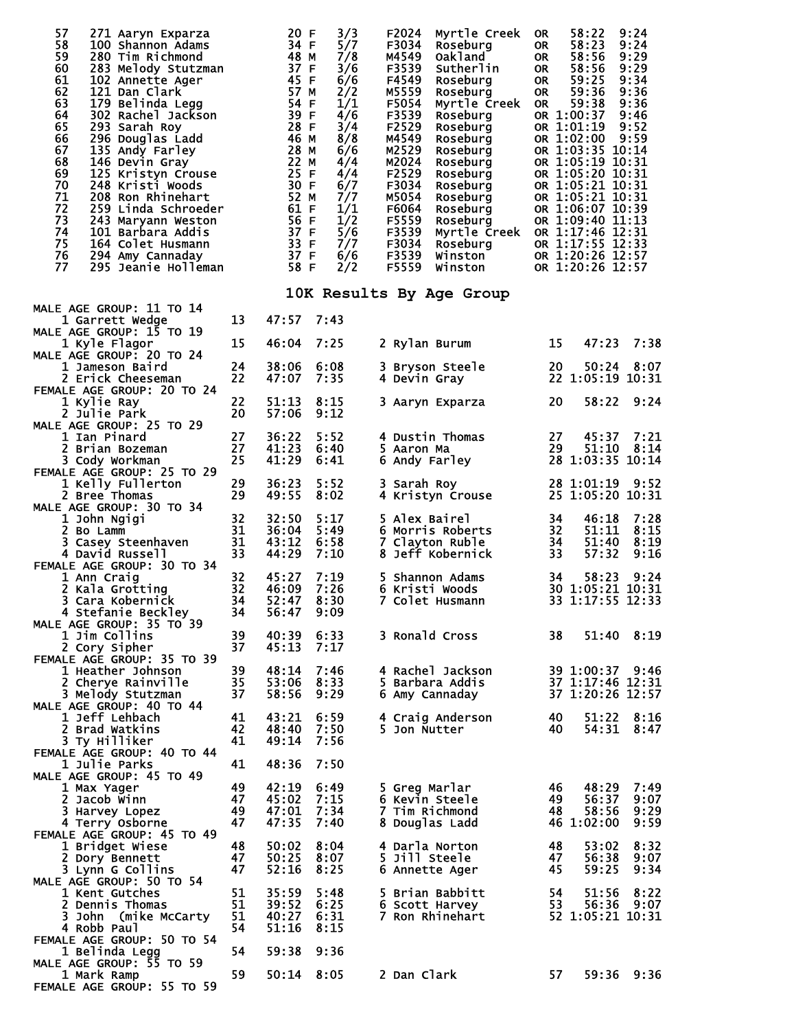| Place | Bib | Name | Age | Sex | Div Place | Division | City | State | Time | Pace |
|---|---|---|---|---|---|---|---|---|---|---|
| 57 | 271 | Aaryn Exparza | 20 | F | 3/3 | F2024 | Myrtle Creek | OR | 58:22 | 9:24 |
| 58 | 100 | Shannon Adams | 34 | F | 5/7 | F3034 | Roseburg | OR | 58:23 | 9:24 |
| 59 | 280 | Tim Richmond | 48 | M | 7/8 | M4549 | Oakland | OR | 58:56 | 9:29 |
| 60 | 283 | Melody Stutzman | 37 | F | 3/6 | F3539 | Sutherlin | OR | 58:56 | 9:29 |
| 61 | 102 | Annette Ager | 45 | F | 6/6 | F4549 | Roseburg | OR | 59:25 | 9:34 |
| 62 | 121 | Dan Clark | 57 | M | 2/2 | M5559 | Roseburg | OR | 59:36 | 9:36 |
| 63 | 179 | Belinda Legg | 54 | F | 1/1 | F5054 | Myrtle Creek | OR | 59:38 | 9:36 |
| 64 | 302 | Rachel Jackson | 39 | F | 4/6 | F3539 | Roseburg | OR | 1:00:37 | 9:46 |
| 65 | 293 | Sarah Roy | 28 | F | 3/4 | F2529 | Roseburg | OR | 1:01:19 | 9:52 |
| 66 | 296 | Douglas Ladd | 46 | M | 8/8 | M4549 | Roseburg | OR | 1:02:00 | 9:59 |
| 67 | 135 | Andy Farley | 28 | M | 6/6 | M2529 | Roseburg | OR | 1:03:35 | 10:14 |
| 68 | 146 | Devin Gray | 22 | M | 4/4 | M2024 | Roseburg | OR | 1:05:19 | 10:31 |
| 69 | 125 | Kristyn Crouse | 25 | F | 4/4 | F2529 | Roseburg | OR | 1:05:20 | 10:31 |
| 70 | 248 | Kristi Woods | 30 | F | 6/7 | F3034 | Roseburg | OR | 1:05:21 | 10:31 |
| 71 | 208 | Ron Rhinehart | 52 | M | 7/7 | M5054 | Roseburg | OR | 1:05:21 | 10:31 |
| 72 | 259 | Linda Schroeder | 61 | F | 1/1 | F6064 | Roseburg | OR | 1:06:07 | 10:39 |
| 73 | 243 | Maryann Weston | 56 | F | 1/2 | F5559 | Roseburg | OR | 1:09:40 | 11:13 |
| 74 | 101 | Barbara Addis | 37 | F | 5/6 | F3539 | Myrtle Creek | OR | 1:17:46 | 12:31 |
| 75 | 164 | Colet Husmann | 33 | F | 7/7 | F3034 | Roseburg | OR | 1:17:55 | 12:33 |
| 76 | 294 | Amy Cannaday | 37 | F | 6/6 | F3539 | Winston | OR | 1:20:26 | 12:57 |
| 77 | 295 | Jeanie Holleman | 58 | F | 2/2 | F5559 | Winston | OR | 1:20:26 | 12:57 |

## 10K Results By Age Group

**MALE AGE GROUP: 11 TO 14**

| Place | Name | Age | Time | Pace |
|---|---|---|---|---|
| 1 | Garrett Wedge | 13 | 47:57 | 7:43 |

**MALE AGE GROUP: 15 TO 19**

| Place | Name | Age | Time | Pace |
|---|---|---|---|---|
| 1 | Kyle Flagor | 15 | 46:04 | 7:25 |
| 2 | Rylan Burum | 15 | 47:23 | 7:38 |

**MALE AGE GROUP: 20 TO 24**

| Place | Name | Age | Time | Pace |
|---|---|---|---|---|
| 1 | Jameson Baird | 24 | 38:06 | 6:08 |
| 2 | Erick Cheeseman | 22 | 47:07 | 7:35 |
| 3 | Bryson Steele | 20 | 50:24 | 8:07 |
| 4 | Devin Gray | 22 | 1:05:19 | 10:31 |

**FEMALE AGE GROUP: 20 TO 24**

| Place | Name | Age | Time | Pace |
|---|---|---|---|---|
| 1 | Kylie Ray | 22 | 51:13 | 8:15 |
| 2 | Julie Park | 20 | 57:06 | 9:12 |
| 3 | Aaryn Exparza | 20 | 58:22 | 9:24 |

**MALE AGE GROUP: 25 TO 29**

| Place | Name | Age | Time | Pace |
|---|---|---|---|---|
| 1 | Ian Pinard | 27 | 36:22 | 5:52 |
| 2 | Brian Bozeman | 27 | 41:23 | 6:40 |
| 3 | Cody Workman | 25 | 41:29 | 6:41 |
| 4 | Dustin Thomas | 27 | 45:37 | 7:21 |
| 5 | Aaron Ma | 29 | 51:10 | 8:14 |
| 6 | Andy Farley | 28 | 1:03:35 | 10:14 |

**FEMALE AGE GROUP: 25 TO 29**

| Place | Name | Age | Time | Pace |
|---|---|---|---|---|
| 1 | Kelly Fullerton | 29 | 36:23 | 5:52 |
| 2 | Bree Thomas | 29 | 49:55 | 8:02 |
| 3 | Sarah Roy | 28 | 1:01:19 | 9:52 |
| 4 | Kristyn Crouse | 25 | 1:05:20 | 10:31 |

**MALE AGE GROUP: 30 TO 34**

| Place | Name | Age | Time | Pace |
|---|---|---|---|---|
| 1 | John Ngigi | 32 | 32:50 | 5:17 |
| 2 | Bo Lamm | 31 | 36:04 | 5:49 |
| 3 | Casey Steenhaven | 31 | 43:12 | 6:58 |
| 4 | David Russell | 33 | 44:29 | 7:10 |
| 5 | Alex Bairel | 34 | 46:18 | 7:28 |
| 6 | Morris Roberts | 32 | 51:11 | 8:15 |
| 7 | Clayton Ruble | 34 | 51:40 | 8:19 |
| 8 | Jeff Kobernick | 33 | 57:32 | 9:16 |

**FEMALE AGE GROUP: 30 TO 34**

| Place | Name | Age | Time | Pace |
|---|---|---|---|---|
| 1 | Ann Craig | 32 | 45:27 | 7:19 |
| 2 | Kala Grotting | 32 | 46:09 | 7:26 |
| 3 | Cara Kobernick | 34 | 52:47 | 8:30 |
| 4 | Stefanie Beckley | 34 | 56:47 | 9:09 |
| 5 | Shannon Adams | 34 | 58:23 | 9:24 |
| 6 | Kristi Woods | 30 | 1:05:21 | 10:31 |
| 7 | Colet Husmann | 33 | 1:17:55 | 12:33 |

**MALE AGE GROUP: 35 TO 39**

| Place | Name | Age | Time | Pace |
|---|---|---|---|---|
| 1 | Jim Collins | 39 | 40:39 | 6:33 |
| 2 | Cory Sipher | 37 | 45:13 | 7:17 |
| 3 | Ronald Cross | 38 | 51:40 | 8:19 |

**FEMALE AGE GROUP: 35 TO 39**

| Place | Name | Age | Time | Pace |
|---|---|---|---|---|
| 1 | Heather Johnson | 39 | 48:14 | 7:46 |
| 2 | Cherye Rainville | 35 | 53:06 | 8:33 |
| 3 | Melody Stutzman | 37 | 58:56 | 9:29 |
| 4 | Rachel Jackson | 39 | 1:00:37 | 9:46 |
| 5 | Barbara Addis | 37 | 1:17:46 | 12:31 |
| 6 | Amy Cannaday | 37 | 1:20:26 | 12:57 |

**MALE AGE GROUP: 40 TO 44**

| Place | Name | Age | Time | Pace |
|---|---|---|---|---|
| 1 | Jeff Lehbach | 41 | 43:21 | 6:59 |
| 2 | Brad Watkins | 42 | 48:40 | 7:50 |
| 3 | Ty Hilliker | 41 | 49:14 | 7:56 |
| 4 | Craig Anderson | 40 | 51:22 | 8:16 |
| 5 | Jon Nutter | 40 | 54:31 | 8:47 |

**FEMALE AGE GROUP: 40 TO 44**

| Place | Name | Age | Time | Pace |
|---|---|---|---|---|
| 1 | Julie Parks | 41 | 48:36 | 7:50 |

**MALE AGE GROUP: 45 TO 49**

| Place | Name | Age | Time | Pace |
|---|---|---|---|---|
| 1 | Max Yager | 49 | 42:19 | 6:49 |
| 2 | Jacob Winn | 47 | 45:02 | 7:15 |
| 3 | Harvey Lopez | 49 | 47:01 | 7:34 |
| 4 | Terry Osborne | 47 | 47:35 | 7:40 |
| 5 | Greg Marlar | 46 | 48:29 | 7:49 |
| 6 | Kevin Steele | 49 | 56:37 | 9:07 |
| 7 | Tim Richmond | 48 | 58:56 | 9:29 |
| 8 | Douglas Ladd | 46 | 1:02:00 | 9:59 |

**FEMALE AGE GROUP: 45 TO 49**

| Place | Name | Age | Time | Pace |
|---|---|---|---|---|
| 1 | Bridget Wiese | 48 | 50:02 | 8:04 |
| 2 | Dory Bennett | 47 | 50:25 | 8:07 |
| 3 | Lynn G Collins | 47 | 52:16 | 8:25 |
| 4 | Darla Norton | 48 | 53:02 | 8:32 |
| 5 | Jill Steele | 47 | 56:38 | 9:07 |
| 6 | Annette Ager | 45 | 59:25 | 9:34 |

**MALE AGE GROUP: 50 TO 54**

| Place | Name | Age | Time | Pace |
|---|---|---|---|---|
| 1 | Kent Gutches | 51 | 35:59 | 5:48 |
| 2 | Dennis Thomas | 51 | 39:52 | 6:25 |
| 3 | John (mike McCarty | 51 | 40:27 | 6:31 |
| 4 | Robb Paul | 54 | 51:16 | 8:15 |
| 5 | Brian Babbitt | 54 | 51:56 | 8:22 |
| 6 | Scott Harvey | 53 | 56:36 | 9:07 |
| 7 | Ron Rhinehart | 52 | 1:05:21 | 10:31 |

**FEMALE AGE GROUP: 50 TO 54**

| Place | Name | Age | Time | Pace |
|---|---|---|---|---|
| 1 | Belinda Legg | 54 | 59:38 | 9:36 |

**MALE AGE GROUP: 55 TO 59**

| Place | Name | Age | Time | Pace |
|---|---|---|---|---|
| 1 | Mark Ramp | 59 | 50:14 | 8:05 |
| 2 | Dan Clark | 57 | 59:36 | 9:36 |

**FEMALE AGE GROUP: 55 TO 59**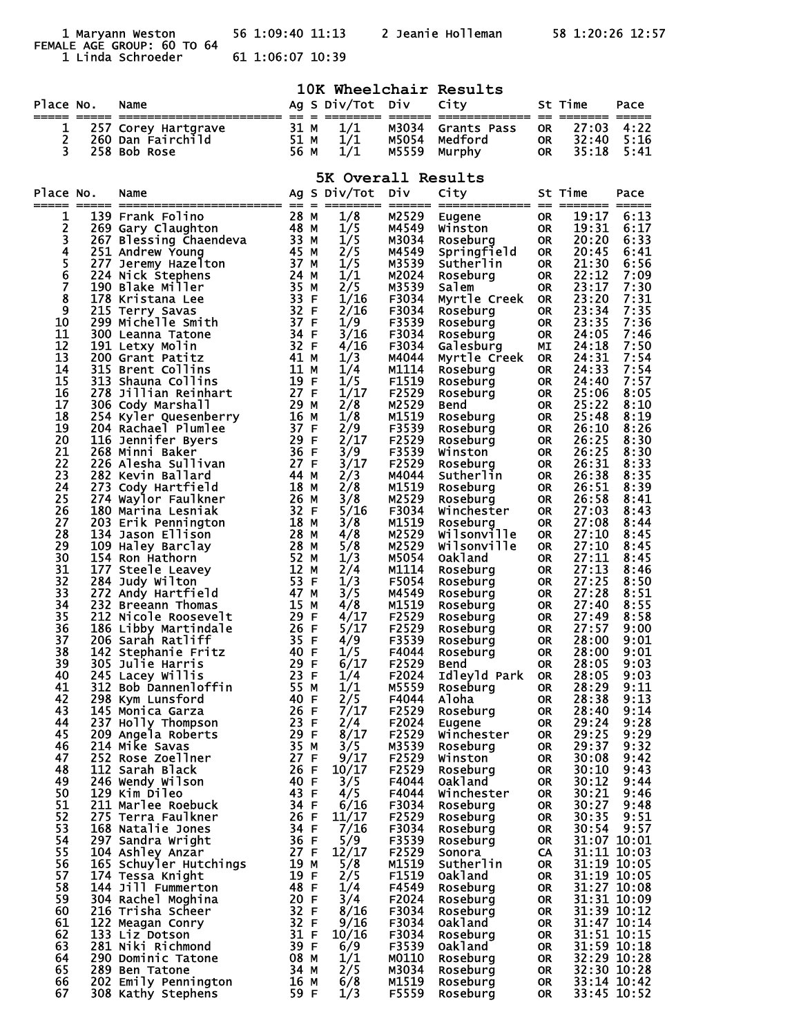1 Maryann Weston 56 1:09:40 11:13 2 Jeanie Holleman 58 1:20:26 12:57

FEMALE AGE GROUP: 60 TO 64

1 Linda Schroeder 61 1:06:07 10:39

## 10K Wheelchair Results

| Place | No. | Name | Ag | S | Div/Tot | Div | City | St | Time | Pace |
|---|---|---|---|---|---|---|---|---|---|---|
| 1 | 257 | Corey Hartgrave | 31 | M | 1/1 | M3034 | Grants Pass | OR | 27:03 | 4:22 |
| 2 | 260 | Dan Fairchild | 51 | M | 1/1 | M5054 | Medford | OR | 32:40 | 5:16 |
| 3 | 258 | Bob Rose | 56 | M | 1/1 | M5559 | Murphy | OR | 35:18 | 5:41 |

## 5K Overall Results

| Place | No. | Name | Ag | S | Div/Tot | Div | City | St | Time | Pace |
|---|---|---|---|---|---|---|---|---|---|---|
| 1 | 139 | Frank Folino | 28 | M | 1/8 | M2529 | Eugene | OR | 19:17 | 6:13 |
| 2 | 269 | Gary Claughton | 48 | M | 1/5 | M4549 | Winston | OR | 19:31 | 6:17 |
| 3 | 267 | Blessing Chaendeva | 33 | M | 1/5 | M3034 | Roseburg | OR | 20:20 | 6:33 |
| 4 | 251 | Andrew Young | 45 | M | 2/5 | M4549 | Springfield | OR | 20:45 | 6:41 |
| 5 | 277 | Jeremy Hazelton | 37 | M | 1/5 | M3539 | Sutherlin | OR | 21:30 | 6:56 |
| 6 | 224 | Nick Stephens | 24 | M | 1/1 | M2024 | Roseburg | OR | 22:12 | 7:09 |
| 7 | 190 | Blake Miller | 35 | M | 2/5 | M3539 | Salem | OR | 23:17 | 7:30 |
| 8 | 178 | Kristana Lee | 33 | F | 1/16 | F3034 | Myrtle Creek | OR | 23:20 | 7:31 |
| 9 | 215 | Terry Savas | 32 | F | 2/16 | F3034 | Roseburg | OR | 23:34 | 7:35 |
| 10 | 299 | Michelle Smith | 37 | F | 1/9 | F3539 | Roseburg | OR | 23:35 | 7:36 |
| 11 | 300 | Leanna Tatone | 34 | F | 3/16 | F3034 | Roseburg | OR | 24:05 | 7:46 |
| 12 | 191 | Letxy Molin | 32 | F | 4/16 | F3034 | Galesburg | MI | 24:18 | 7:50 |
| 13 | 200 | Grant Patitz | 41 | M | 1/3 | M4044 | Myrtle Creek | OR | 24:31 | 7:54 |
| 14 | 315 | Brent Collins | 11 | M | 1/4 | M1114 | Roseburg | OR | 24:33 | 7:54 |
| 15 | 313 | Shauna Collins | 19 | F | 1/5 | F1519 | Roseburg | OR | 24:40 | 7:57 |
| 16 | 278 | Jillian Reinhart | 27 | F | 1/17 | F2529 | Roseburg | OR | 25:06 | 8:05 |
| 17 | 306 | Cody Marshall | 29 | M | 2/8 | M2529 | Bend | OR | 25:22 | 8:10 |
| 18 | 254 | Kyler Quesenberry | 16 | M | 1/8 | M1519 | Roseburg | OR | 25:48 | 8:19 |
| 19 | 204 | Rachael Plumlee | 37 | F | 2/9 | F3539 | Roseburg | OR | 26:10 | 8:26 |
| 20 | 116 | Jennifer Byers | 29 | F | 2/17 | F2529 | Roseburg | OR | 26:25 | 8:30 |
| 21 | 268 | Minni Baker | 36 | F | 3/9 | F3539 | Winston | OR | 26:25 | 8:30 |
| 22 | 226 | Alesha Sullivan | 27 | F | 3/17 | F2529 | Roseburg | OR | 26:31 | 8:33 |
| 23 | 282 | Kevin Ballard | 44 | M | 2/3 | M4044 | Sutherlin | OR | 26:38 | 8:35 |
| 24 | 273 | Cody Hartfield | 18 | M | 2/8 | M1519 | Roseburg | OR | 26:51 | 8:39 |
| 25 | 274 | Waylor Faulkner | 26 | M | 3/8 | M2529 | Roseburg | OR | 26:58 | 8:41 |
| 26 | 180 | Marina Lesniak | 32 | F | 5/16 | F3034 | Winchester | OR | 27:03 | 8:43 |
| 27 | 203 | Erik Pennington | 18 | M | 3/8 | M1519 | Roseburg | OR | 27:08 | 8:44 |
| 28 | 134 | Jason Ellison | 28 | M | 4/8 | M2529 | Wilsonville | OR | 27:10 | 8:45 |
| 29 | 109 | Haley Barclay | 28 | M | 5/8 | M2529 | Wilsonville | OR | 27:10 | 8:45 |
| 30 | 154 | Ron Hathorn | 52 | M | 1/3 | M5054 | Oakland | OR | 27:11 | 8:45 |
| 31 | 177 | Steele Leavey | 12 | M | 2/4 | M1114 | Roseburg | OR | 27:13 | 8:46 |
| 32 | 284 | Judy Wilton | 53 | F | 1/3 | F5054 | Roseburg | OR | 27:25 | 8:50 |
| 33 | 272 | Andy Hartfield | 47 | M | 3/5 | M4549 | Roseburg | OR | 27:28 | 8:51 |
| 34 | 232 | Breeann Thomas | 15 | M | 4/8 | M1519 | Roseburg | OR | 27:40 | 8:55 |
| 35 | 212 | Nicole Roosevelt | 29 | F | 4/17 | F2529 | Roseburg | OR | 27:49 | 8:58 |
| 36 | 186 | Libby Martindale | 26 | F | 5/17 | F2529 | Roseburg | OR | 27:57 | 9:00 |
| 37 | 206 | Sarah Ratliff | 35 | F | 4/9 | F3539 | Roseburg | OR | 28:00 | 9:01 |
| 38 | 142 | Stephanie Fritz | 40 | F | 1/5 | F4044 | Roseburg | OR | 28:00 | 9:01 |
| 39 | 305 | Julie Harris | 29 | F | 6/17 | F2529 | Bend | OR | 28:05 | 9:03 |
| 40 | 245 | Lacey Willis | 23 | F | 1/4 | F2024 | Idleyld Park | OR | 28:05 | 9:03 |
| 41 | 312 | Bob Dannenloffin | 55 | M | 1/1 | M5559 | Roseburg | OR | 28:29 | 9:11 |
| 42 | 298 | Kym Lunsford | 40 | F | 2/5 | F4044 | Aloha | OR | 28:38 | 9:13 |
| 43 | 145 | Monica Garza | 26 | F | 7/17 | F2529 | Roseburg | OR | 28:40 | 9:14 |
| 44 | 237 | Holly Thompson | 23 | F | 2/4 | F2024 | Eugene | OR | 29:24 | 9:28 |
| 45 | 209 | Angela Roberts | 29 | F | 8/17 | F2529 | Winchester | OR | 29:25 | 9:29 |
| 46 | 214 | Mike Savas | 35 | M | 3/5 | M3539 | Roseburg | OR | 29:37 | 9:32 |
| 47 | 252 | Rose Zoellner | 27 | F | 9/17 | F2529 | Winston | OR | 30:08 | 9:42 |
| 48 | 112 | Sarah Black | 26 | F | 10/17 | F2529 | Roseburg | OR | 30:10 | 9:43 |
| 49 | 246 | Wendy Wilson | 40 | F | 3/5 | F4044 | Oakland | OR | 30:12 | 9:44 |
| 50 | 129 | Kim Dileo | 43 | F | 4/5 | F4044 | Winchester | OR | 30:21 | 9:46 |
| 51 | 211 | Marlee Roebuck | 34 | F | 6/16 | F3034 | Roseburg | OR | 30:27 | 9:48 |
| 52 | 275 | Terra Faulkner | 26 | F | 11/17 | F2529 | Roseburg | OR | 30:35 | 9:51 |
| 53 | 168 | Natalie Jones | 34 | F | 7/16 | F3034 | Roseburg | OR | 30:54 | 9:57 |
| 54 | 297 | Sandra Wright | 36 | F | 5/9 | F3539 | Roseburg | OR | 31:07 | 10:01 |
| 55 | 104 | Ashley Anzar | 27 | F | 12/17 | F2529 | Sonora | CA | 31:11 | 10:03 |
| 56 | 165 | Schuyler Hutchings | 19 | M | 5/8 | M1519 | Sutherlin | OR | 31:19 | 10:05 |
| 57 | 174 | Tessa Knight | 19 | F | 2/5 | F1519 | Oakland | OR | 31:19 | 10:05 |
| 58 | 144 | Jill Fummerton | 48 | F | 1/4 | F4549 | Roseburg | OR | 31:27 | 10:08 |
| 59 | 304 | Rachel Moghina | 20 | F | 3/4 | F2024 | Roseburg | OR | 31:31 | 10:09 |
| 60 | 216 | Trisha Scheer | 32 | F | 8/16 | F3034 | Roseburg | OR | 31:39 | 10:12 |
| 61 | 122 | Meagan Conry | 32 | F | 9/16 | F3034 | Oakland | OR | 31:47 | 10:14 |
| 62 | 133 | Liz Dotson | 31 | F | 10/16 | F3034 | Roseburg | OR | 31:51 | 10:15 |
| 63 | 281 | Niki Richmond | 39 | F | 6/9 | F3539 | Oakland | OR | 31:59 | 10:18 |
| 64 | 290 | Dominic Tatone | 08 | M | 1/1 | M0110 | Roseburg | OR | 32:29 | 10:28 |
| 65 | 289 | Ben Tatone | 34 | M | 2/5 | M3034 | Roseburg | OR | 32:30 | 10:28 |
| 66 | 202 | Emily Pennington | 16 | M | 6/8 | M1519 | Roseburg | OR | 33:14 | 10:42 |
| 67 | 308 | Kathy Stephens | 59 | F | 1/3 | F5559 | Roseburg | OR | 33:45 | 10:52 |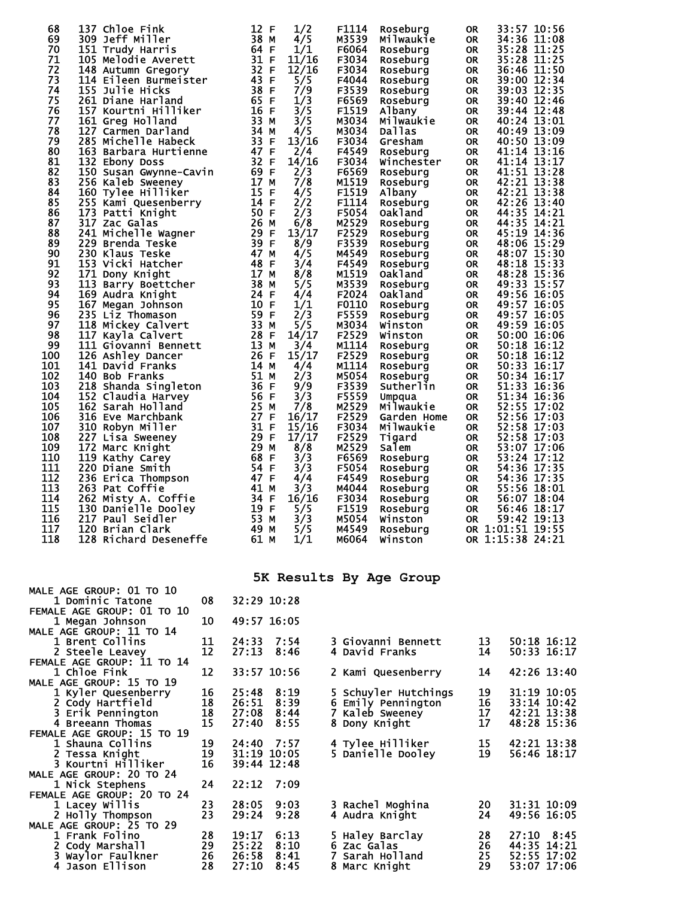| | | | | | | | | | | |
|---|---|---|---|---|---|---|---|---|---|---|
| 68 | 137 | Chloe Fink | 12 | F | 1/2 | F1114 | Roseburg | OR | 33:57 | 10:56 |
| 69 | 309 | Jeff Miller | 38 | M | 4/5 | M3539 | Milwaukie | OR | 34:36 | 11:08 |
| 70 | 151 | Trudy Harris | 64 | F | 1/1 | F6064 | Roseburg | OR | 35:28 | 11:25 |
| 71 | 105 | Melodie Averett | 31 | F | 11/16 | F3034 | Roseburg | OR | 35:28 | 11:25 |
| 72 | 148 | Autumn Gregory | 32 | F | 12/16 | F3034 | Roseburg | OR | 36:46 | 11:50 |
| 73 | 114 | Eileen Burmeister | 43 | F | 5/5 | F4044 | Roseburg | OR | 39:00 | 12:34 |
| 74 | 155 | Julie Hicks | 38 | F | 7/9 | F3539 | Roseburg | OR | 39:03 | 12:35 |
| 75 | 261 | Diane Harland | 65 | F | 1/3 | F6569 | Roseburg | OR | 39:40 | 12:46 |
| 76 | 157 | Kourtni Hilliker | 16 | F | 3/5 | F1519 | Albany | OR | 39:44 | 12:48 |
| 77 | 161 | Greg Holland | 33 | M | 3/5 | M3034 | Milwaukie | OR | 40:24 | 13:01 |
| 78 | 127 | Carmen Darland | 34 | M | 4/5 | M3034 | Dallas | OR | 40:49 | 13:09 |
| 79 | 285 | Michelle Habeck | 33 | F | 13/16 | F3034 | Gresham | OR | 40:50 | 13:09 |
| 80 | 163 | Barbara Hurtienne | 47 | F | 2/4 | F4549 | Roseburg | OR | 41:14 | 13:16 |
| 81 | 132 | Ebony Doss | 32 | F | 14/16 | F3034 | Winchester | OR | 41:14 | 13:17 |
| 82 | 150 | Susan Gwynne-Cavin | 69 | F | 2/3 | F6569 | Roseburg | OR | 41:51 | 13:28 |
| 83 | 256 | Kaleb Sweeney | 17 | M | 7/8 | M1519 | Roseburg | OR | 42:21 | 13:38 |
| 84 | 160 | Tylee Hilliker | 15 | F | 4/5 | F1519 | Albany | OR | 42:21 | 13:38 |
| 85 | 255 | Kami Quesenberry | 14 | F | 2/2 | F1114 | Roseburg | OR | 42:26 | 13:40 |
| 86 | 173 | Patti Knight | 50 | F | 2/3 | F5054 | Oakland | OR | 44:35 | 14:21 |
| 87 | 317 | Zac Galas | 26 | M | 6/8 | M2529 | Roseburg | OR | 44:35 | 14:21 |
| 88 | 241 | Michelle Wagner | 29 | F | 13/17 | F2529 | Roseburg | OR | 45:19 | 14:36 |
| 89 | 229 | Brenda Teske | 39 | F | 8/9 | F3539 | Roseburg | OR | 48:06 | 15:29 |
| 90 | 230 | Klaus Teske | 47 | M | 4/5 | M4549 | Roseburg | OR | 48:07 | 15:30 |
| 91 | 153 | Vicki Hatcher | 48 | F | 3/4 | F4549 | Roseburg | OR | 48:18 | 15:33 |
| 92 | 171 | Dony Knight | 17 | M | 8/8 | M1519 | Oakland | OR | 48:28 | 15:36 |
| 93 | 113 | Barry Boettcher | 38 | M | 5/5 | M3539 | Roseburg | OR | 49:33 | 15:57 |
| 94 | 169 | Audra Knight | 24 | F | 4/4 | F2024 | Oakland | OR | 49:56 | 16:05 |
| 95 | 167 | Megan Johnson | 10 | F | 1/1 | F0110 | Roseburg | OR | 49:57 | 16:05 |
| 96 | 235 | Liz Thomason | 59 | F | 2/3 | F5559 | Roseburg | OR | 49:57 | 16:05 |
| 97 | 118 | Mickey Calvert | 33 | M | 5/5 | M3034 | Winston | OR | 49:59 | 16:05 |
| 98 | 117 | Kayla Calvert | 28 | F | 14/17 | F2529 | Winston | OR | 50:00 | 16:06 |
| 99 | 111 | Giovanni Bennett | 13 | M | 3/4 | M1114 | Roseburg | OR | 50:18 | 16:12 |
| 100 | 126 | Ashley Dancer | 26 | F | 15/17 | F2529 | Roseburg | OR | 50:18 | 16:12 |
| 101 | 141 | David Franks | 14 | M | 4/4 | M1114 | Roseburg | OR | 50:33 | 16:17 |
| 102 | 140 | Bob Franks | 51 | M | 2/3 | M5054 | Roseburg | OR | 50:34 | 16:17 |
| 103 | 218 | Shanda Singleton | 36 | F | 9/9 | F3539 | Sutherlin | OR | 51:33 | 16:36 |
| 104 | 152 | Claudia Harvey | 56 | F | 3/3 | F5559 | Umpqua | OR | 51:34 | 16:36 |
| 105 | 162 | Sarah Holland | 25 | M | 7/8 | M2529 | Milwaukie | OR | 52:55 | 17:02 |
| 106 | 316 | Eve Marchbank | 27 | F | 16/17 | F2529 | Garden Home | OR | 52:56 | 17:03 |
| 107 | 310 | Robyn Miller | 31 | F | 15/16 | F3034 | Milwaukie | OR | 52:58 | 17:03 |
| 108 | 227 | Lisa Sweeney | 29 | F | 17/17 | F2529 | Tigard | OR | 52:58 | 17:03 |
| 109 | 172 | Marc Knight | 29 | M | 8/8 | M2529 | Salem | OR | 53:07 | 17:06 |
| 110 | 119 | Kathy Carey | 68 | F | 3/3 | F6569 | Roseburg | OR | 53:24 | 17:12 |
| 111 | 220 | Diane Smith | 54 | F | 3/3 | F5054 | Roseburg | OR | 54:36 | 17:35 |
| 112 | 236 | Erica Thompson | 47 | F | 4/4 | F4549 | Roseburg | OR | 54:36 | 17:35 |
| 113 | 263 | Pat Coffie | 41 | M | 3/3 | M4044 | Roseburg | OR | 55:56 | 18:01 |
| 114 | 262 | Misty A. Coffie | 34 | F | 16/16 | F3034 | Roseburg | OR | 56:07 | 18:04 |
| 115 | 130 | Danielle Dooley | 19 | F | 5/5 | F1519 | Roseburg | OR | 56:46 | 18:17 |
| 116 | 217 | Paul Seidler | 53 | M | 3/3 | M5054 | Winston | OR | 59:42 | 19:13 |
| 117 | 120 | Brian Clark | 49 | M | 5/5 | M4549 | Roseburg | OR | 1:01:51 | 19:55 |
| 118 | 128 | Richard Deseneffe | 61 | M | 1/1 | M6064 | Winston | OR | 1:15:38 | 24:21 |

## 5K Results By Age Group

**MALE AGE GROUP: 01 TO 10**

| | | | | |
|---|---|---|---|---|
| 1 | Dominic Tatone | 08 | 32:29 | 10:28 |

**FEMALE AGE GROUP: 01 TO 10**

| | | | | |
|---|---|---|---|---|
| 1 | Megan Johnson | 10 | 49:57 | 16:05 |

**MALE AGE GROUP: 11 TO 14**

| | | | | |
|---|---|---|---|---|
| 1 | Brent Collins | 11 | 24:33 | 7:54 |
| 2 | Steele Leavey | 12 | 27:13 | 8:46 |
| 3 | Giovanni Bennett | 13 | 50:18 | 16:12 |
| 4 | David Franks | 14 | 50:33 | 16:17 |

**FEMALE AGE GROUP: 11 TO 14**

| | | | | |
|---|---|---|---|---|
| 1 | Chloe Fink | 12 | 33:57 | 10:56 |
| 2 | Kami Quesenberry | 14 | 42:26 | 13:40 |

**MALE AGE GROUP: 15 TO 19**

| | | | | |
|---|---|---|---|---|
| 1 | Kyler Quesenberry | 16 | 25:48 | 8:19 |
| 2 | Cody Hartfield | 18 | 26:51 | 8:39 |
| 3 | Erik Pennington | 18 | 27:08 | 8:44 |
| 4 | Breeann Thomas | 15 | 27:40 | 8:55 |
| 5 | Schuyler Hutchings | 19 | 31:19 | 10:05 |
| 6 | Emily Pennington | 16 | 33:14 | 10:42 |
| 7 | Kaleb Sweeney | 17 | 42:21 | 13:38 |
| 8 | Dony Knight | 17 | 48:28 | 15:36 |

**FEMALE AGE GROUP: 15 TO 19**

| | | | | |
|---|---|---|---|---|
| 1 | Shauna Collins | 19 | 24:40 | 7:57 |
| 2 | Tessa Knight | 19 | 31:19 | 10:05 |
| 3 | Kourtni Hilliker | 16 | 39:44 | 12:48 |
| 4 | Tylee Hilliker | 15 | 42:21 | 13:38 |
| 5 | Danielle Dooley | 19 | 56:46 | 18:17 |

**MALE AGE GROUP: 20 TO 24**

| | | | | |
|---|---|---|---|---|
| 1 | Nick Stephens | 24 | 22:12 | 7:09 |

**FEMALE AGE GROUP: 20 TO 24**

| | | | | |
|---|---|---|---|---|
| 1 | Lacey Willis | 23 | 28:05 | 9:03 |
| 2 | Holly Thompson | 23 | 29:24 | 9:28 |
| 3 | Rachel Moghina | 20 | 31:31 | 10:09 |
| 4 | Audra Knight | 24 | 49:56 | 16:05 |

**MALE AGE GROUP: 25 TO 29**

| | | | | |
|---|---|---|---|---|
| 1 | Frank Folino | 28 | 19:17 | 6:13 |
| 2 | Cody Marshall | 29 | 25:22 | 8:10 |
| 3 | Waylor Faulkner | 26 | 26:58 | 8:41 |
| 4 | Jason Ellison | 28 | 27:10 | 8:45 |
| 5 | Haley Barclay | 28 | 27:10 | 8:45 |
| 6 | Zac Galas | 26 | 44:35 | 14:21 |
| 7 | Sarah Holland | 25 | 52:55 | 17:02 |
| 8 | Marc Knight | 29 | 53:07 | 17:06 |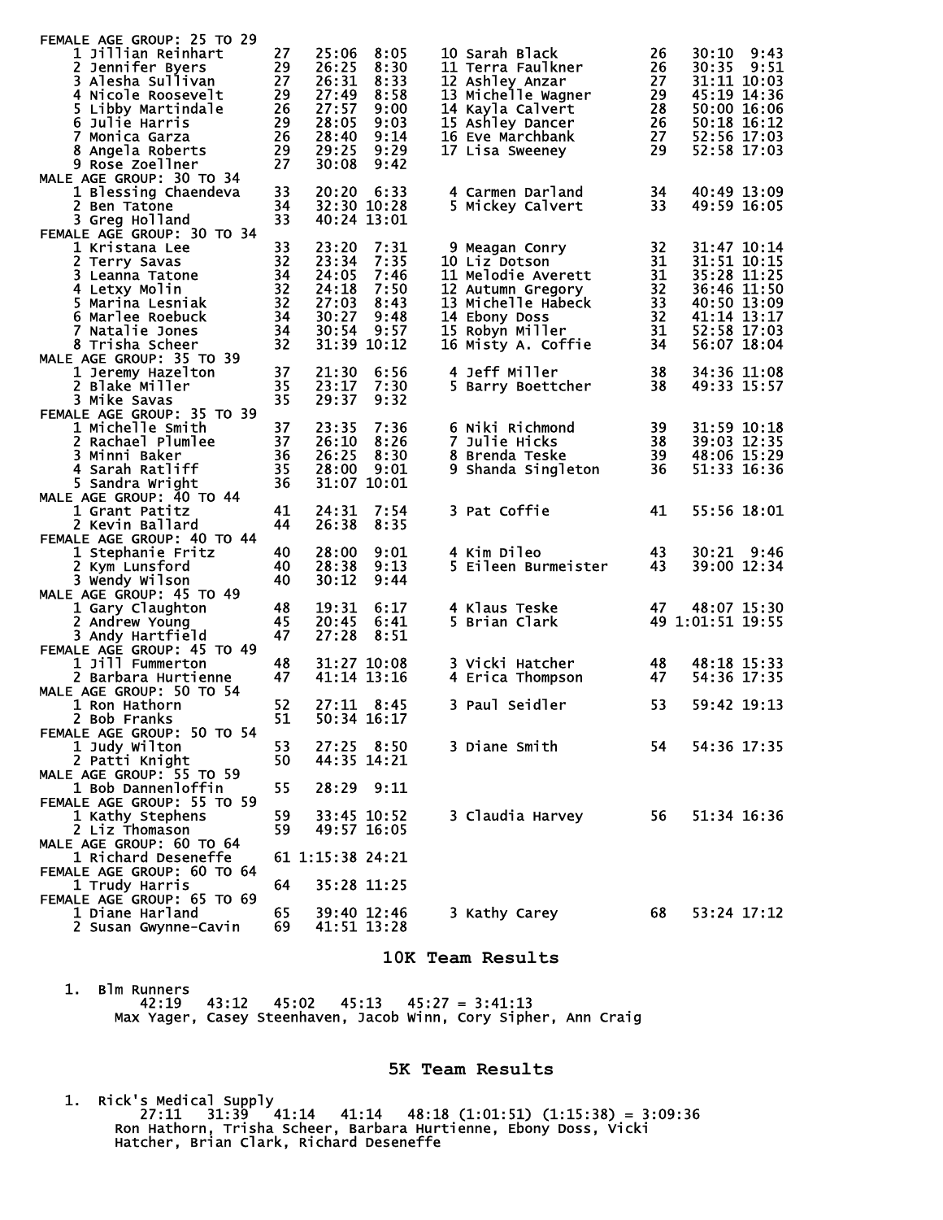FEMALE AGE GROUP: 25 TO 29

| Place | Name | Age | Time | Pace |
|---|---|---|---|---|
| 1 | Jillian Reinhart | 27 | 25:06 | 8:05 |
| 2 | Jennifer Byers | 29 | 26:25 | 8:30 |
| 3 | Alesha Sullivan | 27 | 26:31 | 8:33 |
| 4 | Nicole Roosevelt | 29 | 27:49 | 8:58 |
| 5 | Libby Martindale | 26 | 27:57 | 9:00 |
| 6 | Julie Harris | 29 | 28:05 | 9:03 |
| 7 | Monica Garza | 26 | 28:40 | 9:14 |
| 8 | Angela Roberts | 29 | 29:25 | 9:29 |
| 9 | Rose Zoellner | 27 | 30:08 | 9:42 |
| 10 | Sarah Black | 26 | 30:10 | 9:43 |
| 11 | Terra Faulkner | 26 | 30:35 | 9:51 |
| 12 | Ashley Anzar | 27 | 31:11 | 10:03 |
| 13 | Michelle Wagner | 29 | 45:19 | 14:36 |
| 14 | Kayla Calvert | 28 | 50:00 | 16:06 |
| 15 | Ashley Dancer | 26 | 50:18 | 16:12 |
| 16 | Eve Marchbank | 27 | 52:56 | 17:03 |
| 17 | Lisa Sweeney | 29 | 52:58 | 17:03 |

MALE AGE GROUP: 30 TO 34

| Place | Name | Age | Time | Pace |
|---|---|---|---|---|
| 1 | Blessing Chaendeva | 33 | 20:20 | 6:33 |
| 2 | Ben Tatone | 34 | 32:30 | 10:28 |
| 3 | Greg Holland | 33 | 40:24 | 13:01 |
| 4 | Carmen Darland | 34 | 40:49 | 13:09 |
| 5 | Mickey Calvert | 33 | 49:59 | 16:05 |

FEMALE AGE GROUP: 30 TO 34

| Place | Name | Age | Time | Pace |
|---|---|---|---|---|
| 1 | Kristana Lee | 33 | 23:20 | 7:31 |
| 2 | Terry Savas | 32 | 23:34 | 7:35 |
| 3 | Leanna Tatone | 34 | 24:05 | 7:46 |
| 4 | Letxy Molin | 32 | 24:18 | 7:50 |
| 5 | Marina Lesniak | 32 | 27:03 | 8:43 |
| 6 | Marlee Roebuck | 34 | 30:27 | 9:48 |
| 7 | Natalie Jones | 34 | 30:54 | 9:57 |
| 8 | Trisha Scheer | 32 | 31:39 | 10:12 |
| 9 | Meagan Conry | 32 | 31:47 | 10:14 |
| 10 | Liz Dotson | 31 | 31:51 | 10:15 |
| 11 | Melodie Averett | 31 | 35:28 | 11:25 |
| 12 | Autumn Gregory | 32 | 36:46 | 11:50 |
| 13 | Michelle Habeck | 33 | 40:50 | 13:09 |
| 14 | Ebony Doss | 32 | 41:14 | 13:17 |
| 15 | Robyn Miller | 31 | 52:58 | 17:03 |
| 16 | Misty A. Coffie | 34 | 56:07 | 18:04 |

MALE AGE GROUP: 35 TO 39

| Place | Name | Age | Time | Pace |
|---|---|---|---|---|
| 1 | Jeremy Hazelton | 37 | 21:30 | 6:56 |
| 2 | Blake Miller | 35 | 23:17 | 7:30 |
| 3 | Mike Savas | 35 | 29:37 | 9:32 |
| 4 | Jeff Miller | 38 | 34:36 | 11:08 |
| 5 | Barry Boettcher | 38 | 49:33 | 15:57 |

FEMALE AGE GROUP: 35 TO 39

| Place | Name | Age | Time | Pace |
|---|---|---|---|---|
| 1 | Michelle Smith | 37 | 23:35 | 7:36 |
| 2 | Rachael Plumlee | 37 | 26:10 | 8:26 |
| 3 | Minni Baker | 36 | 26:25 | 8:30 |
| 4 | Sarah Ratliff | 35 | 28:00 | 9:01 |
| 5 | Sandra Wright | 36 | 31:07 | 10:01 |
| 6 | Niki Richmond | 39 | 31:59 | 10:18 |
| 7 | Julie Hicks | 38 | 39:03 | 12:35 |
| 8 | Brenda Teske | 39 | 48:06 | 15:29 |
| 9 | Shanda Singleton | 36 | 51:33 | 16:36 |

MALE AGE GROUP: 40 TO 44

| Place | Name | Age | Time | Pace |
|---|---|---|---|---|
| 1 | Grant Patitz | 41 | 24:31 | 7:54 |
| 2 | Kevin Ballard | 44 | 26:38 | 8:35 |
| 3 | Pat Coffie | 41 | 55:56 | 18:01 |

FEMALE AGE GROUP: 40 TO 44

| Place | Name | Age | Time | Pace |
|---|---|---|---|---|
| 1 | Stephanie Fritz | 40 | 28:00 | 9:01 |
| 2 | Kym Lunsford | 40 | 28:38 | 9:13 |
| 3 | Wendy Wilson | 40 | 30:12 | 9:44 |
| 4 | Kim Dileo | 43 | 30:21 | 9:46 |
| 5 | Eileen Burmeister | 43 | 39:00 | 12:34 |

MALE AGE GROUP: 45 TO 49

| Place | Name | Age | Time | Pace |
|---|---|---|---|---|
| 1 | Gary Claughton | 48 | 19:31 | 6:17 |
| 2 | Andrew Young | 45 | 20:45 | 6:41 |
| 3 | Andy Hartfield | 47 | 27:28 | 8:51 |
| 4 | Klaus Teske | 47 | 48:07 | 15:30 |
| 5 | Brian Clark | 49 | 1:01:51 | 19:55 |

FEMALE AGE GROUP: 45 TO 49

| Place | Name | Age | Time | Pace |
|---|---|---|---|---|
| 1 | Jill Fummerton | 48 | 31:27 | 10:08 |
| 2 | Barbara Hurtienne | 47 | 41:14 | 13:16 |
| 3 | Vicki Hatcher | 48 | 48:18 | 15:33 |
| 4 | Erica Thompson | 47 | 54:36 | 17:35 |

MALE AGE GROUP: 50 TO 54

| Place | Name | Age | Time | Pace |
|---|---|---|---|---|
| 1 | Ron Hathorn | 52 | 27:11 | 8:45 |
| 2 | Bob Franks | 51 | 50:34 | 16:17 |
| 3 | Paul Seidler | 53 | 59:42 | 19:13 |

FEMALE AGE GROUP: 50 TO 54

| Place | Name | Age | Time | Pace |
|---|---|---|---|---|
| 1 | Judy Wilton | 53 | 27:25 | 8:50 |
| 2 | Patti Knight | 50 | 44:35 | 14:21 |
| 3 | Diane Smith | 54 | 54:36 | 17:35 |

MALE AGE GROUP: 55 TO 59

| Place | Name | Age | Time | Pace |
|---|---|---|---|---|
| 1 | Bob Dannenloffin | 55 | 28:29 | 9:11 |

FEMALE AGE GROUP: 55 TO 59

| Place | Name | Age | Time | Pace |
|---|---|---|---|---|
| 1 | Kathy Stephens | 59 | 33:45 | 10:52 |
| 2 | Liz Thomason | 59 | 49:57 | 16:05 |
| 3 | Claudia Harvey | 56 | 51:34 | 16:36 |

MALE AGE GROUP: 60 TO 64

| Place | Name | Age | Time | Pace |
|---|---|---|---|---|
| 1 | Richard Deseneffe | 61 | 1:15:38 | 24:21 |

FEMALE AGE GROUP: 60 TO 64

| Place | Name | Age | Time | Pace |
|---|---|---|---|---|
| 1 | Trudy Harris | 64 | 35:28 | 11:25 |

FEMALE AGE GROUP: 65 TO 69

| Place | Name | Age | Time | Pace |
|---|---|---|---|---|
| 1 | Diane Harland | 65 | 39:40 | 12:46 |
| 2 | Susan Gwynne-Cavin | 69 | 41:51 | 13:28 |
| 3 | Kathy Carey | 68 | 53:24 | 17:12 |

## 10K Team Results

1. Blm Runners
   42:19 43:12 45:02 45:13 45:27 = 3:41:13
   Max Yager, Casey Steenhaven, Jacob Winn, Cory Sipher, Ann Craig

## 5K Team Results

1. Rick's Medical Supply
   27:11 31:39 41:14 41:14 48:18 (1:01:51) (1:15:38) = 3:09:36
   Ron Hathorn, Trisha Scheer, Barbara Hurtienne, Ebony Doss, Vicki Hatcher, Brian Clark, Richard Deseneffe